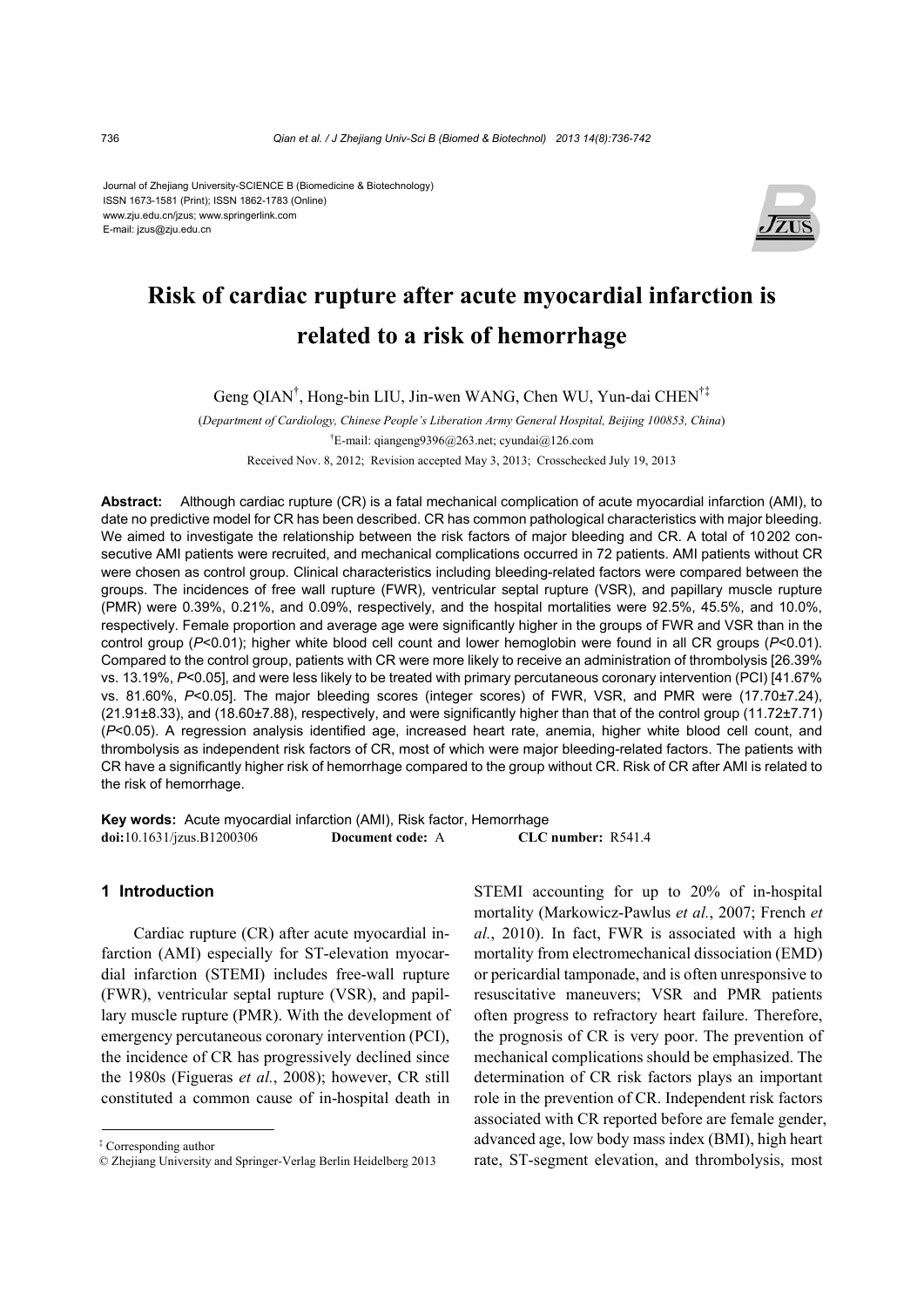Journal of Zhejiang University-SCIENCE B (Biomedicine & Biotechnology)
ISSN 1673-1581 (Print); ISSN 1862-1783 (Online)
www.zju.edu.cn/jzus; www.springerlink.com
E-mail: jzus@zju.edu.cn

# Risk of cardiac rupture after acute myocardial infarction is related to a risk of hemorrhage

Geng QIAN[†], Hong-bin LIU, Jin-wen WANG, Chen WU, Yun-dai CHEN[†‡]

(*Department of Cardiology, Chinese People's Liberation Army General Hospital, Beijing 100853, China*)

[†]E-mail: qiangeng9396@263.net; cyundai@126.com

Received Nov. 8, 2012; Revision accepted May 3, 2013; Crosschecked July 19, 2013

**Abstract:** Although cardiac rupture (CR) is a fatal mechanical complication of acute myocardial infarction (AMI), to date no predictive model for CR has been described. CR has common pathological characteristics with major bleeding. We aimed to investigate the relationship between the risk factors of major bleeding and CR. A total of 10 202 consecutive AMI patients were recruited, and mechanical complications occurred in 72 patients. AMI patients without CR were chosen as control group. Clinical characteristics including bleeding-related factors were compared between the groups. The incidences of free wall rupture (FWR), ventricular septal rupture (VSR), and papillary muscle rupture (PMR) were 0.39%, 0.21%, and 0.09%, respectively, and the hospital mortalities were 92.5%, 45.5%, and 10.0%, respectively. Female proportion and average age were significantly higher in the groups of FWR and VSR than in the control group ($P<0.01$); higher white blood cell count and lower hemoglobin were found in all CR groups ($P<0.01$). Compared to the control group, patients with CR were more likely to receive an administration of thrombolysis [26.39% vs. 13.19%, $P<0.05$], and were less likely to be treated with primary percutaneous coronary intervention (PCI) [41.67% vs. 81.60%, $P<0.05$]. The major bleeding scores (integer scores) of FWR, VSR, and PMR were (17.70±7.24), (21.91±8.33), and (18.60±7.88), respectively, and were significantly higher than that of the control group (11.72±7.71) ($P<0.05$). A regression analysis identified age, increased heart rate, anemia, higher white blood cell count, and thrombolysis as independent risk factors of CR, most of which were major bleeding-related factors. The patients with CR have a significantly higher risk of hemorrhage compared to the group without CR. Risk of CR after AMI is related to the risk of hemorrhage.

**Key words:** Acute myocardial infarction (AMI), Risk factor, Hemorrhage
**doi:**10.1631/jzus.B1200306 **Document code:** A **CLC number:** R541.4

## 1 Introduction

Cardiac rupture (CR) after acute myocardial infarction (AMI) especially for ST-elevation myocardial infarction (STEMI) includes free-wall rupture (FWR), ventricular septal rupture (VSR), and papillary muscle rupture (PMR). With the development of emergency percutaneous coronary intervention (PCI), the incidence of CR has progressively declined since the 1980s (Figueras *et al.*, 2008); however, CR still constituted a common cause of in-hospital death in STEMI accounting for up to 20% of in-hospital mortality (Markowicz-Pawlus *et al.*, 2007; French *et al.*, 2010). In fact, FWR is associated with a high mortality from electromechanical dissociation (EMD) or pericardial tamponade, and is often unresponsive to resuscitative maneuvers; VSR and PMR patients often progress to refractory heart failure. Therefore, the prognosis of CR is very poor. The prevention of mechanical complications should be emphasized. The determination of CR risk factors plays an important role in the prevention of CR. Independent risk factors associated with CR reported before are female gender, advanced age, low body mass index (BMI), high heart rate, ST-segment elevation, and thrombolysis, most

[‡] Corresponding author

© Zhejiang University and Springer-Verlag Berlin Heidelberg 2013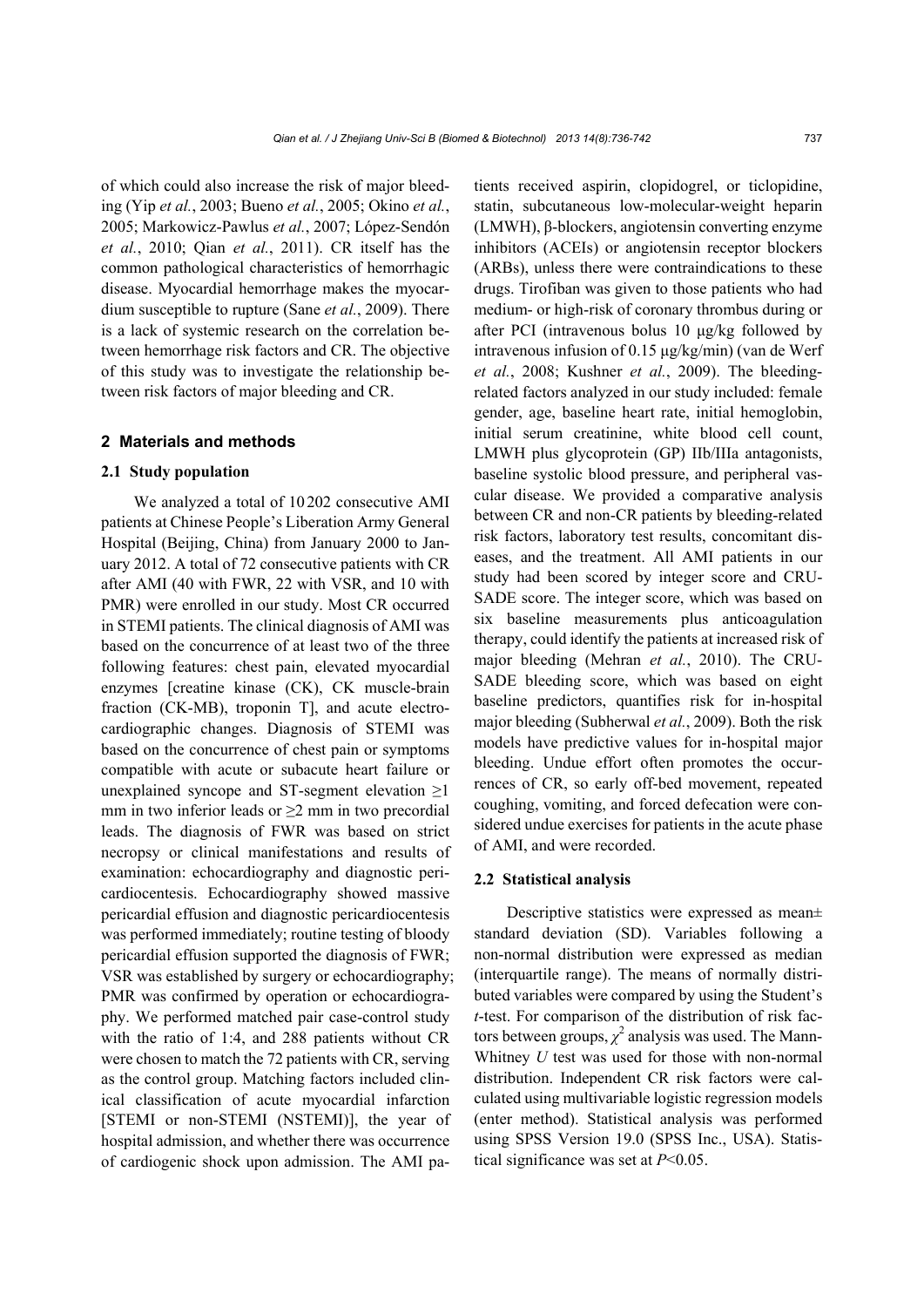of which could also increase the risk of major bleeding (Yip *et al.*, 2003; Bueno *et al.*, 2005; Okino *et al.*, 2005; Markowicz-Pawlus *et al.*, 2007; López-Sendón *et al.*, 2010; Qian *et al.*, 2011). CR itself has the common pathological characteristics of hemorrhagic disease. Myocardial hemorrhage makes the myocardium susceptible to rupture (Sane *et al.*, 2009). There is a lack of systemic research on the correlation between hemorrhage risk factors and CR. The objective of this study was to investigate the relationship between risk factors of major bleeding and CR.

## 2 Materials and methods

### 2.1 Study population

We analyzed a total of 10202 consecutive AMI patients at Chinese People's Liberation Army General Hospital (Beijing, China) from January 2000 to January 2012. A total of 72 consecutive patients with CR after AMI (40 with FWR, 22 with VSR, and 10 with PMR) were enrolled in our study. Most CR occurred in STEMI patients. The clinical diagnosis of AMI was based on the concurrence of at least two of the three following features: chest pain, elevated myocardial enzymes [creatine kinase (CK), CK muscle-brain fraction (CK-MB), troponin T], and acute electrocardiographic changes. Diagnosis of STEMI was based on the concurrence of chest pain or symptoms compatible with acute or subacute heart failure or unexplained syncope and ST-segment elevation ≥1 mm in two inferior leads or ≥2 mm in two precordial leads. The diagnosis of FWR was based on strict necropsy or clinical manifestations and results of examination: echocardiography and diagnostic pericardiocentesis. Echocardiography showed massive pericardial effusion and diagnostic pericardiocentesis was performed immediately; routine testing of bloody pericardial effusion supported the diagnosis of FWR; VSR was established by surgery or echocardiography; PMR was confirmed by operation or echocardiography. We performed matched pair case-control study with the ratio of 1:4, and 288 patients without CR were chosen to match the 72 patients with CR, serving as the control group. Matching factors included clinical classification of acute myocardial infarction [STEMI or non-STEMI (NSTEMI)], the year of hospital admission, and whether there was occurrence of cardiogenic shock upon admission. The AMI patients received aspirin, clopidogrel, or ticlopidine, statin, subcutaneous low-molecular-weight heparin (LMWH), β-blockers, angiotensin converting enzyme inhibitors (ACEIs) or angiotensin receptor blockers (ARBs), unless there were contraindications to these drugs. Tirofiban was given to those patients who had medium- or high-risk of coronary thrombus during or after PCI (intravenous bolus 10 μg/kg followed by intravenous infusion of 0.15 μg/kg/min) (van de Werf *et al.*, 2008; Kushner *et al.*, 2009). The bleeding-related factors analyzed in our study included: female gender, age, baseline heart rate, initial hemoglobin, initial serum creatinine, white blood cell count, LMWH plus glycoprotein (GP) IIb/IIIa antagonists, baseline systolic blood pressure, and peripheral vascular disease. We provided a comparative analysis between CR and non-CR patients by bleeding-related risk factors, laboratory test results, concomitant diseases, and the treatment. All AMI patients in our study had been scored by integer score and CRUSADE score. The integer score, which was based on six baseline measurements plus anticoagulation therapy, could identify the patients at increased risk of major bleeding (Mehran *et al.*, 2010). The CRUSADE bleeding score, which was based on eight baseline predictors, quantifies risk for in-hospital major bleeding (Subherwal *et al.*, 2009). Both the risk models have predictive values for in-hospital major bleeding. Undue effort often promotes the occurrences of CR, so early off-bed movement, repeated coughing, vomiting, and forced defecation were considered undue exercises for patients in the acute phase of AMI, and were recorded.

### 2.2 Statistical analysis

Descriptive statistics were expressed as mean± standard deviation (SD). Variables following a non-normal distribution were expressed as median (interquartile range). The means of normally distributed variables were compared by using the Student's *t*-test. For comparison of the distribution of risk factors between groups, $\chi^2$ analysis was used. The Mann-Whitney *U* test was used for those with non-normal distribution. Independent CR risk factors were calculated using multivariable logistic regression models (enter method). Statistical analysis was performed using SPSS Version 19.0 (SPSS Inc., USA). Statistical significance was set at $P<0.05$.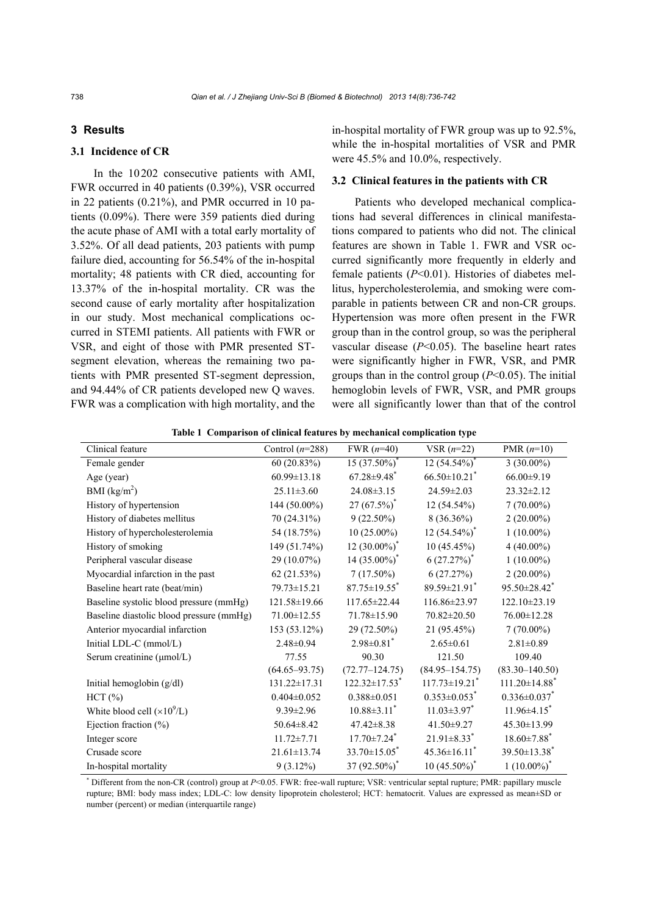## 3 Results

### 3.1 Incidence of CR

In the 10 202 consecutive patients with AMI, FWR occurred in 40 patients (0.39%), VSR occurred in 22 patients (0.21%), and PMR occurred in 10 patients (0.09%). There were 359 patients died during the acute phase of AMI with a total early mortality of 3.52%. Of all dead patients, 203 patients with pump failure died, accounting for 56.54% of the in-hospital mortality; 48 patients with CR died, accounting for 13.37% of the in-hospital mortality. CR was the second cause of early mortality after hospitalization in our study. Most mechanical complications occurred in STEMI patients. All patients with FWR or VSR, and eight of those with PMR presented ST-segment elevation, whereas the remaining two patients with PMR presented ST-segment depression, and 94.44% of CR patients developed new Q waves. FWR was a complication with high mortality, and the in-hospital mortality of FWR group was up to 92.5%, while the in-hospital mortalities of VSR and PMR were 45.5% and 10.0%, respectively.

### 3.2 Clinical features in the patients with CR

Patients who developed mechanical complications had several differences in clinical manifestations compared to patients who did not. The clinical features are shown in Table 1. FWR and VSR occurred significantly more frequently in elderly and female patients ($P<0.01$). Histories of diabetes mellitus, hypercholesterolemia, and smoking were comparable in patients between CR and non-CR groups. Hypertension was more often present in the FWR group than in the control group, so was the peripheral vascular disease ($P<0.05$). The baseline heart rates were significantly higher in FWR, VSR, and PMR groups than in the control group ($P<0.05$). The initial hemoglobin levels of FWR, VSR, and PMR groups were all significantly lower than that of the control

**Table 1 Comparison of clinical features by mechanical complication type**

| Clinical feature | Control ($n$=288) | FWR ($n$=40) | VSR ($n$=22) | PMR ($n$=10) |
|---|---|---|---|---|
| Female gender | 60 (20.83%) | 15 (37.50%)* | 12 (54.54%)* | 3 (30.00%) |
| Age (year) | 60.99±13.18 | 67.28±9.48* | 66.50±10.21* | 66.00±9.19 |
| BMI (kg/m$^2$) | 25.11±3.60 | 24.08±3.15 | 24.59±2.03 | 23.32±2.12 |
| History of hypertension | 144 (50.00%) | 27 (67.5%)* | 12 (54.54%) | 7 (70.00%) |
| History of diabetes mellitus | 70 (24.31%) | 9 (22.50%) | 8 (36.36%) | 2 (20.00%) |
| History of hypercholesterolemia | 54 (18.75%) | 10 (25.00%) | 12 (54.54%)* | 1 (10.00%) |
| History of smoking | 149 (51.74%) | 12 (30.00%)* | 10 (45.45%) | 4 (40.00%) |
| Peripheral vascular disease | 29 (10.07%) | 14 (35.00%)* | 6 (27.27%)* | 1 (10.00%) |
| Myocardial infarction in the past | 62 (21.53%) | 7 (17.50%) | 6 (27.27%) | 2 (20.00%) |
| Baseline heart rate (beat/min) | 79.73±15.21 | 87.75±19.55* | 89.59±21.91* | 95.50±28.42* |
| Baseline systolic blood pressure (mmHg) | 121.58±19.66 | 117.65±22.44 | 116.86±23.97 | 122.10±23.19 |
| Baseline diastolic blood pressure (mmHg) | 71.00±12.55 | 71.78±15.90 | 70.82±20.50 | 76.00±12.28 |
| Anterior myocardial infarction | 153 (53.12%) | 29 (72.50%) | 21 (95.45%) | 7 (70.00%) |
| Initial LDL-C (mmol/L) | 2.48±0.94 | 2.98±0.81* | 2.65±0.61 | 2.81±0.89 |
| Serum creatinine (μmol/L) | 77.55 (64.65–93.75) | 90.30 (72.77–124.75) | 121.50 (84.95–154.75) | 109.40 (83.30–140.50) |
| Initial hemoglobin (g/dl) | 131.22±17.31 | 122.32±17.53* | 117.73±19.21* | 111.20±14.88* |
| HCT (%) | 0.404±0.052 | 0.388±0.051 | 0.353±0.053* | 0.336±0.037* |
| White blood cell ($\times10^9$/L) | 9.39±2.96 | 10.88±3.11* | 11.03±3.97* | 11.96±4.15* |
| Ejection fraction (%) | 50.64±8.42 | 47.42±8.38 | 41.50±9.27 | 45.30±13.99 |
| Integer score | 11.72±7.71 | 17.70±7.24* | 21.91±8.33* | 18.60±7.88* |
| Crusade score | 21.61±13.74 | 33.70±15.05* | 45.36±16.11* | 39.50±13.38* |
| In-hospital mortality | 9 (3.12%) | 37 (92.50%)* | 10 (45.50%)* | 1 (10.00%)* |

* Different from the non-CR (control) group at $P<0.05$. FWR: free-wall rupture; VSR: ventricular septal rupture; PMR: papillary muscle rupture; BMI: body mass index; LDL-C: low density lipoprotein cholesterol; HCT: hematocrit. Values are expressed as mean±SD or number (percent) or median (interquartile range)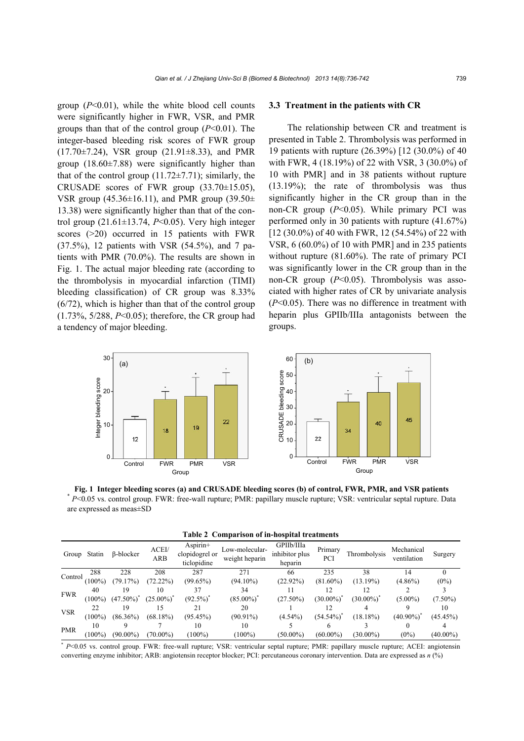group ($P$<0.01), while the white blood cell counts were significantly higher in FWR, VSR, and PMR groups than that of the control group ($P$<0.01). The integer-based bleeding risk scores of FWR group (17.70±7.24), VSR group (21.91±8.33), and PMR group (18.60±7.88) were significantly higher than that of the control group (11.72±7.71); similarly, the CRUSADE scores of FWR group (33.70±15.05), VSR group (45.36±16.11), and PMR group (39.50±13.38) were significantly higher than that of the control group (21.61±13.74, $P$<0.05). Very high integer scores (>20) occurred in 15 patients with FWR (37.5%), 12 patients with VSR (54.5%), and 7 patients with PMR (70.0%). The results are shown in Fig. 1. The actual major bleeding rate (according to the thrombolysis in myocardial infarction (TIMI) bleeding classification) of CR group was 8.33% (6/72), which is higher than that of the control group (1.73%, 5/288, $P$<0.05); therefore, the CR group had a tendency of major bleeding.

### 3.3 Treatment in the patients with CR

The relationship between CR and treatment is presented in Table 2. Thrombolysis was performed in 19 patients with rupture (26.39%) [12 (30.0%) of 40 with FWR, 4 (18.19%) of 22 with VSR, 3 (30.0%) of 10 with PMR] and in 38 patients without rupture (13.19%); the rate of thrombolysis was thus significantly higher in the CR group than in the non-CR group ($P$<0.05). While primary PCI was performed only in 30 patients with rupture (41.67%) [12 (30.0%) of 40 with FWR, 12 (54.54%) of 22 with VSR, 6 (60.0%) of 10 with PMR] and in 235 patients without rupture (81.60%). The rate of primary PCI was significantly lower in the CR group than in the non-CR group ($P$<0.05). Thrombolysis was associated with higher rates of CR by univariate analysis ($P$<0.05). There was no difference in treatment with heparin plus GPIIb/IIIa antagonists between the groups.

**Fig. 1 Integer bleeding scores (a) and CRUSADE bleeding scores (b) of control, FWR, PMR, and VSR patients**
* $P$<0.05 vs. control group. FWR: free-wall rupture; PMR: papillary muscle rupture; VSR: ventricular septal rupture. Data are expressed as meas±SD

**Table 2 Comparison of in-hospital treatments**

| Group | Statin | β-blocker | ACEI/ ARB | Aspirin+ clopidogrel or ticlopidine | Low-molecular-weight heparin | GPIIb/IIIa inhibitor plus heparin | Primary PCI | Thrombolysis | Mechanical ventilation | Surgery |
|---|---|---|---|---|---|---|---|---|---|---|
| Control | 288 (100%) | 228 (79.17%) | 208 (72.22%) | 287 (99.65%) | 271 (94.10%) | 66 (22.92%) | 235 (81.60%) | 38 (13.19%) | 14 (4.86%) | 0 (0%) |
| FWR | 40 (100%) | 19 (47.50%)* | 10 (25.00%)* | 37 (92.5%)* | 34 (85.00%)* | 11 (27.50%) | 12 (30.00%)* | 12 (30.00%)* | 2 (5.00%) | 3 (7.50%) |
| VSR | 22 (100%) | 19 (86.36%) | 15 (68.18%) | 21 (95.45%) | 20 (90.91%) | 1 (4.54%) | 12 (54.54%)* | 4 (18.18%) | 9 (40.90%)* | 10 (45.45%) |
| PMR | 10 (100%) | 9 (90.00%) | 7 (70.00%) | 10 (100%) | 10 (100%) | 5 (50.00%) | 6 (60.00%) | 3 (30.00%) | 0 (0%) | 4 (40.00%) |

* $P$<0.05 vs. control group. FWR: free-wall rupture; VSR: ventricular septal rupture; PMR: papillary muscle rupture; ACEI: angiotensin converting enzyme inhibitor; ARB: angiotensin receptor blocker; PCI: percutaneous coronary intervention. Data are expressed as $n$ (%)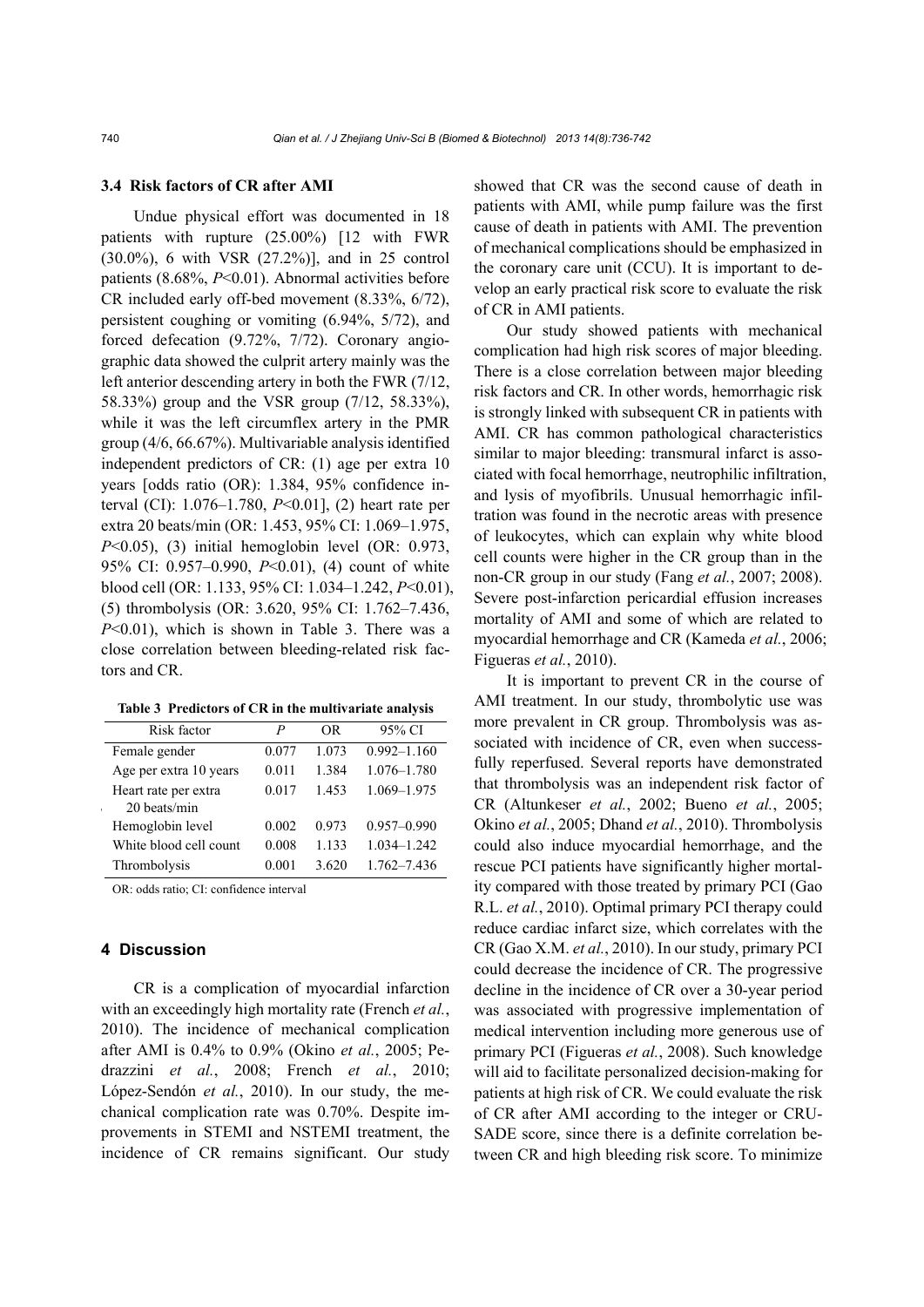### 3.4 Risk factors of CR after AMI

Undue physical effort was documented in 18 patients with rupture (25.00%) [12 with FWR (30.0%), 6 with VSR (27.2%)], and in 25 control patients (8.68%, $P<0.01$). Abnormal activities before CR included early off-bed movement (8.33%, 6/72), persistent coughing or vomiting (6.94%, 5/72), and forced defecation (9.72%, 7/72). Coronary angiographic data showed the culprit artery mainly was the left anterior descending artery in both the FWR (7/12, 58.33%) group and the VSR group (7/12, 58.33%), while it was the left circumflex artery in the PMR group (4/6, 66.67%). Multivariable analysis identified independent predictors of CR: (1) age per extra 10 years [odds ratio (OR): 1.384, 95% confidence interval (CI): 1.076–1.780, $P<0.01$], (2) heart rate per extra 20 beats/min (OR: 1.453, 95% CI: 1.069–1.975, $P<0.05$), (3) initial hemoglobin level (OR: 0.973, 95% CI: 0.957–0.990, $P<0.01$), (4) count of white blood cell (OR: 1.133, 95% CI: 1.034–1.242, $P<0.01$), (5) thrombolysis (OR: 3.620, 95% CI: 1.762–7.436, $P<0.01$), which is shown in Table 3. There was a close correlation between bleeding-related risk factors and CR.

**Table 3 Predictors of CR in the multivariate analysis**

| Risk factor | *P* | OR | 95% CI |
|---|---|---|---|
| Female gender | 0.077 | 1.073 | 0.992–1.160 |
| Age per extra 10 years | 0.011 | 1.384 | 1.076–1.780 |
| Heart rate per extra 20 beats/min | 0.017 | 1.453 | 1.069–1.975 |
| Hemoglobin level | 0.002 | 0.973 | 0.957–0.990 |
| White blood cell count | 0.008 | 1.133 | 1.034–1.242 |
| Thrombolysis | 0.001 | 3.620 | 1.762–7.436 |

OR: odds ratio; CI: confidence interval

## 4 Discussion

CR is a complication of myocardial infarction with an exceedingly high mortality rate (French *et al.*, 2010). The incidence of mechanical complication after AMI is 0.4% to 0.9% (Okino *et al.*, 2005; Pedrazzini *et al.*, 2008; French *et al.*, 2010; López-Sendón *et al.*, 2010). In our study, the mechanical complication rate was 0.70%. Despite improvements in STEMI and NSTEMI treatment, the incidence of CR remains significant. Our study showed that CR was the second cause of death in patients with AMI, while pump failure was the first cause of death in patients with AMI. The prevention of mechanical complications should be emphasized in the coronary care unit (CCU). It is important to develop an early practical risk score to evaluate the risk of CR in AMI patients.

Our study showed patients with mechanical complication had high risk scores of major bleeding. There is a close correlation between major bleeding risk factors and CR. In other words, hemorrhagic risk is strongly linked with subsequent CR in patients with AMI. CR has common pathological characteristics similar to major bleeding: transmural infarct is associated with focal hemorrhage, neutrophilic infiltration, and lysis of myofibrils. Unusual hemorrhagic infiltration was found in the necrotic areas with presence of leukocytes, which can explain why white blood cell counts were higher in the CR group than in the non-CR group in our study (Fang *et al.*, 2007; 2008). Severe post-infarction pericardial effusion increases mortality of AMI and some of which are related to myocardial hemorrhage and CR (Kameda *et al.*, 2006; Figueras *et al.*, 2010).

It is important to prevent CR in the course of AMI treatment. In our study, thrombolytic use was more prevalent in CR group. Thrombolysis was associated with incidence of CR, even when successfully reperfused. Several reports have demonstrated that thrombolysis was an independent risk factor of CR (Altunkeser *et al.*, 2002; Bueno *et al.*, 2005; Okino *et al.*, 2005; Dhand *et al.*, 2010). Thrombolysis could also induce myocardial hemorrhage, and the rescue PCI patients have significantly higher mortality compared with those treated by primary PCI (Gao R.L. *et al.*, 2010). Optimal primary PCI therapy could reduce cardiac infarct size, which correlates with the CR (Gao X.M. *et al.*, 2010). In our study, primary PCI could decrease the incidence of CR. The progressive decline in the incidence of CR over a 30-year period was associated with progressive implementation of medical intervention including more generous use of primary PCI (Figueras *et al.*, 2008). Such knowledge will aid to facilitate personalized decision-making for patients at high risk of CR. We could evaluate the risk of CR after AMI according to the integer or CRUSADE score, since there is a definite correlation between CR and high bleeding risk score. To minimize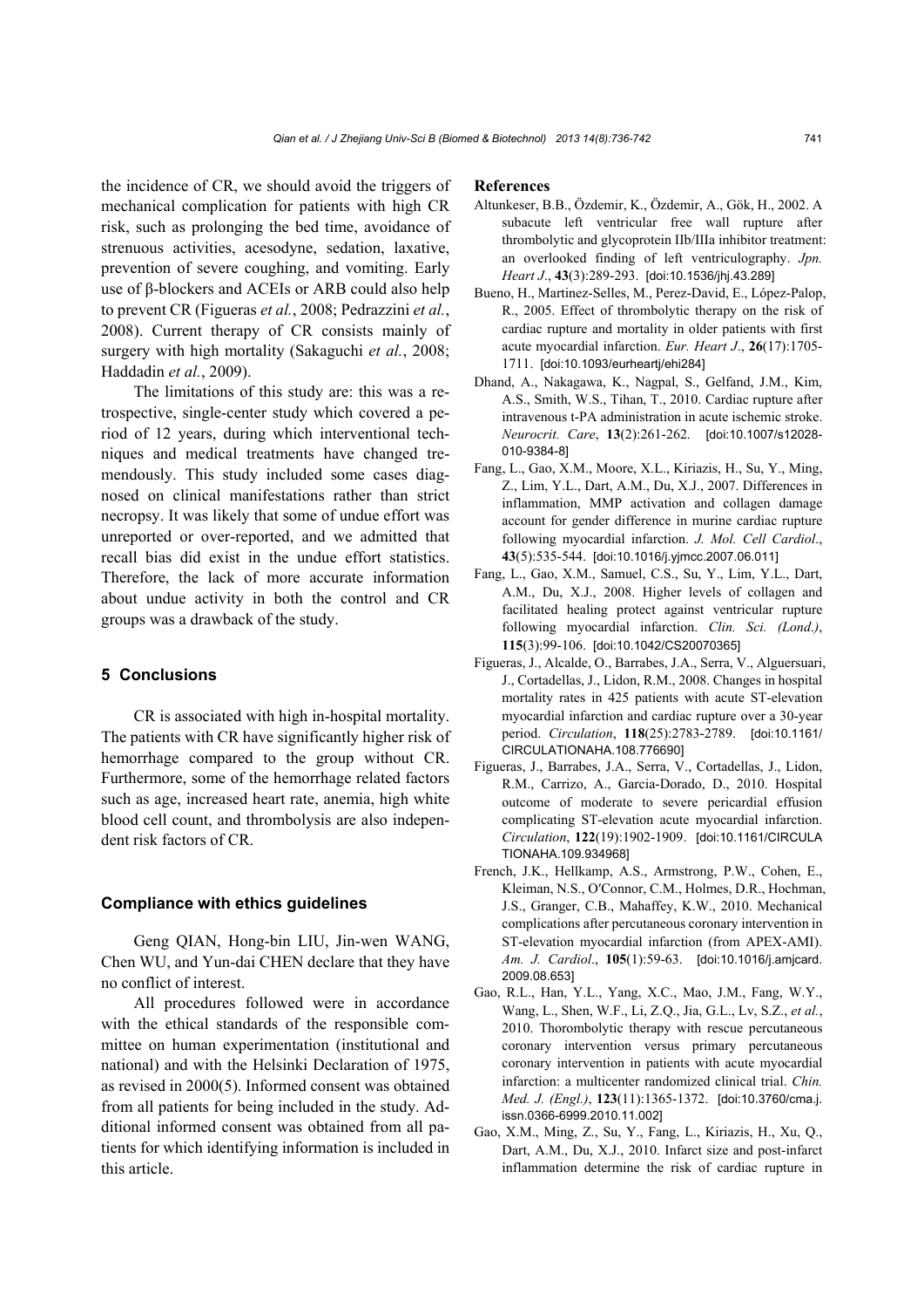the incidence of CR, we should avoid the triggers of mechanical complication for patients with high CR risk, such as prolonging the bed time, avoidance of strenuous activities, acesodyne, sedation, laxative, prevention of severe coughing, and vomiting. Early use of β-blockers and ACEIs or ARB could also help to prevent CR (Figueras *et al.*, 2008; Pedrazzini *et al.*, 2008). Current therapy of CR consists mainly of surgery with high mortality (Sakaguchi *et al.*, 2008; Haddadin *et al.*, 2009).

The limitations of this study are: this was a retrospective, single-center study which covered a period of 12 years, during which interventional techniques and medical treatments have changed tremendously. This study included some cases diagnosed on clinical manifestations rather than strict necropsy. It was likely that some of undue effort was unreported or over-reported, and we admitted that recall bias did exist in the undue effort statistics. Therefore, the lack of more accurate information about undue activity in both the control and CR groups was a drawback of the study.

## 5 Conclusions

CR is associated with high in-hospital mortality. The patients with CR have significantly higher risk of hemorrhage compared to the group without CR. Furthermore, some of the hemorrhage related factors such as age, increased heart rate, anemia, high white blood cell count, and thrombolysis are also independent risk factors of CR.

## Compliance with ethics guidelines

Geng QIAN, Hong-bin LIU, Jin-wen WANG, Chen WU, and Yun-dai CHEN declare that they have no conflict of interest.

All procedures followed were in accordance with the ethical standards of the responsible committee on human experimentation (institutional and national) and with the Helsinki Declaration of 1975, as revised in 2000(5). Informed consent was obtained from all patients for being included in the study. Additional informed consent was obtained from all patients for which identifying information is included in this article.

## References

Altunkeser, B.B., Özdemir, K., Özdemir, A., Gök, H., 2002. A subacute left ventricular free wall rupture after thrombolytic and glycoprotein IIb/IIIa inhibitor treatment: an overlooked finding of left ventriculography. *Jpn. Heart J.*, **43**(3):289-293. [doi:10.1536/jhj.43.289]

Bueno, H., Martinez-Selles, M., Perez-David, E., López-Palop, R., 2005. Effect of thrombolytic therapy on the risk of cardiac rupture and mortality in older patients with first acute myocardial infarction. *Eur. Heart J.*, **26**(17):1705-1711. [doi:10.1093/eurheartj/ehi284]

Dhand, A., Nakagawa, K., Nagpal, S., Gelfand, J.M., Kim, A.S., Smith, W.S., Tihan, T., 2010. Cardiac rupture after intravenous t-PA administration in acute ischemic stroke. *Neurocrit. Care*, **13**(2):261-262. [doi:10.1007/s12028-010-9384-8]

Fang, L., Gao, X.M., Moore, X.L., Kiriazis, H., Su, Y., Ming, Z., Lim, Y.L., Dart, A.M., Du, X.J., 2007. Differences in inflammation, MMP activation and collagen damage account for gender difference in murine cardiac rupture following myocardial infarction. *J. Mol. Cell Cardiol.*, **43**(5):535-544. [doi:10.1016/j.yjmcc.2007.06.011]

Fang, L., Gao, X.M., Samuel, C.S., Su, Y., Lim, Y.L., Dart, A.M., Du, X.J., 2008. Higher levels of collagen and facilitated healing protect against ventricular rupture following myocardial infarction. *Clin. Sci. (Lond.)*, **115**(3):99-106. [doi:10.1042/CS20070365]

Figueras, J., Alcalde, O., Barrabes, J.A., Serra, V., Alguersuari, J., Cortadellas, J., Lidon, R.M., 2008. Changes in hospital mortality rates in 425 patients with acute ST-elevation myocardial infarction and cardiac rupture over a 30-year period. *Circulation*, **118**(25):2783-2789. [doi:10.1161/CIRCULATIONAHA.108.776690]

Figueras, J., Barrabes, J.A., Serra, V., Cortadellas, J., Lidon, R.M., Carrizo, A., Garcia-Dorado, D., 2010. Hospital outcome of moderate to severe pericardial effusion complicating ST-elevation acute myocardial infarction. *Circulation*, **122**(19):1902-1909. [doi:10.1161/CIRCULATIONAHA.109.934968]

French, J.K., Hellkamp, A.S., Armstrong, P.W., Cohen, E., Kleiman, N.S., O′Connor, C.M., Holmes, D.R., Hochman, J.S., Granger, C.B., Mahaffey, K.W., 2010. Mechanical complications after percutaneous coronary intervention in ST-elevation myocardial infarction (from APEX-AMI). *Am. J. Cardiol.*, **105**(1):59-63. [doi:10.1016/j.amjcard.2009.08.653]

Gao, R.L., Han, Y.L., Yang, X.C., Mao, J.M., Fang, W.Y., Wang, L., Shen, W.F., Li, Z.Q., Jia, G.L., Lv, S.Z., *et al.*, 2010. Thorombolytic therapy with rescue percutaneous coronary intervention versus primary percutaneous coronary intervention in patients with acute myocardial infarction: a multicenter randomized clinical trial. *Chin. Med. J. (Engl.)*, **123**(11):1365-1372. [doi:10.3760/cma.j.issn.0366-6999.2010.11.002]

Gao, X.M., Ming, Z., Su, Y., Fang, L., Kiriazis, H., Xu, Q., Dart, A.M., Du, X.J., 2010. Infarct size and post-infarct inflammation determine the risk of cardiac rupture in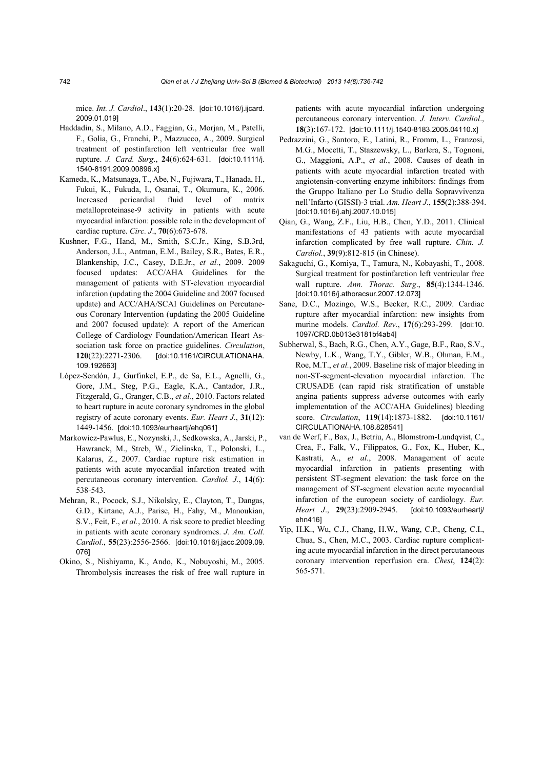mice. *Int. J. Cardiol*., **143**(1):20-28. [doi:10.1016/j.ijcard.2009.01.019]

Haddadin, S., Milano, A.D., Faggian, G., Morjan, M., Patelli, F., Golia, G., Franchi, P., Mazzucco, A., 2009. Surgical treatment of postinfarction left ventricular free wall rupture. *J. Card. Surg*., **24**(6):624-631. [doi:10.1111/j.1540-8191.2009.00896.x]

Kameda, K., Matsunaga, T., Abe, N., Fujiwara, T., Hanada, H., Fukui, K., Fukuda, I., Osanai, T., Okumura, K., 2006. Increased pericardial fluid level of matrix metalloproteinase-9 activity in patients with acute myocardial infarction: possible role in the development of cardiac rupture. *Circ. J*., **70**(6):673-678.

Kushner, F.G., Hand, M., Smith, S.C.Jr., King, S.B.3rd, Anderson, J.L., Antman, E.M., Bailey, S.R., Bates, E.R., Blankenship, J.C., Casey, D.E.Jr., *et al.*, 2009. 2009 focused updates: ACC/AHA Guidelines for the management of patients with ST-elevation myocardial infarction (updating the 2004 Guideline and 2007 focused update) and ACC/AHA/SCAI Guidelines on Percutaneous Coronary Intervention (updating the 2005 Guideline and 2007 focused update): A report of the American College of Cardiology Foundation/American Heart Association task force on practice guidelines. *Circulation*, **120**(22):2271-2306. [doi:10.1161/CIRCULATIONAHA.109.192663]

López-Sendón, J., Gurfinkel, E.P., de Sa, E.L., Agnelli, G., Gore, J.M., Steg, P.G., Eagle, K.A., Cantador, J.R., Fitzgerald, G., Granger, C.B., *et al.*, 2010. Factors related to heart rupture in acute coronary syndromes in the global registry of acute coronary events. *Eur. Heart J*., **31**(12):1449-1456. [doi:10.1093/eurheartj/ehq061]

Markowicz-Pawlus, E., Nozynski, J., Sedkowska, A., Jarski, P., Hawranek, M., Streb, W., Zielinska, T., Polonski, L., Kalarus, Z., 2007. Cardiac rupture risk estimation in patients with acute myocardial infarction treated with percutaneous coronary intervention. *Cardiol. J*., **14**(6):538-543.

Mehran, R., Pocock, S.J., Nikolsky, E., Clayton, T., Dangas, G.D., Kirtane, A.J., Parise, H., Fahy, M., Manoukian, S.V., Feit, F., *et al.*, 2010. A risk score to predict bleeding in patients with acute coronary syndromes. *J. Am. Coll. Cardiol*., **55**(23):2556-2566. [doi:10.1016/j.jacc.2009.09.076]

Okino, S., Nishiyama, K., Ando, K., Nobuyoshi, M., 2005. Thrombolysis increases the risk of free wall rupture in patients with acute myocardial infarction undergoing percutaneous coronary intervention. *J. Interv. Cardiol*., **18**(3):167-172. [doi:10.1111/j.1540-8183.2005.04110.x]

Pedrazzini, G., Santoro, E., Latini, R., Fromm, L., Franzosi, M.G., Mocetti, T., Staszewsky, L., Barlera, S., Tognoni, G., Maggioni, A.P., *et al.*, 2008. Causes of death in patients with acute myocardial infarction treated with angiotensin-converting enzyme inhibitors: findings from the Gruppo Italiano per Lo Studio della Sopravvivenza nell'Infarto (GISSI)-3 trial. *Am. Heart J*., **155**(2):388-394. [doi:10.1016/j.ahj.2007.10.015]

Qian, G., Wang, Z.F., Liu, H.B., Chen, Y.D., 2011. Clinical manifestations of 43 patients with acute myocardial infarction complicated by free wall rupture. *Chin. J. Cardiol.*, **39**(9):812-815 (in Chinese).

Sakaguchi, G., Komiya, T., Tamura, N., Kobayashi, T., 2008. Surgical treatment for postinfarction left ventricular free wall rupture. *Ann. Thorac. Surg*., **85**(4):1344-1346. [doi:10.1016/j.athoracsur.2007.12.073]

Sane, D.C., Mozingo, W.S., Becker, R.C., 2009. Cardiac rupture after myocardial infarction: new insights from murine models. *Cardiol. Rev*., **17**(6):293-299. [doi:10.1097/CRD.0b013e3181bf4ab4]

Subherwal, S., Bach, R.G., Chen, A.Y., Gage, B.F., Rao, S.V., Newby, L.K., Wang, T.Y., Gibler, W.B., Ohman, E.M., Roe, M.T., *et al.*, 2009. Baseline risk of major bleeding in non-ST-segment-elevation myocardial infarction. The CRUSADE (can rapid risk stratification of unstable angina patients suppress adverse outcomes with early implementation of the ACC/AHA Guidelines) bleeding score. *Circulation*, **119**(14):1873-1882. [doi:10.1161/CIRCULATIONAHA.108.828541]

van de Werf, F., Bax, J., Betriu, A., Blomstrom-Lundqvist, C., Crea, F., Falk, V., Filippatos, G., Fox, K., Huber, K., Kastrati, A., *et al.*, 2008. Management of acute myocardial infarction in patients presenting with persistent ST-segment elevation: the task force on the management of ST-segment elevation acute myocardial infarction of the european society of cardiology. *Eur. Heart J*., **29**(23):2909-2945. [doi:10.1093/eurheartj/ehn416]

Yip, H.K., Wu, C.J., Chang, H.W., Wang, C.P., Cheng, C.I., Chua, S., Chen, M.C., 2003. Cardiac rupture complicating acute myocardial infarction in the direct percutaneous coronary intervention reperfusion era. *Chest*, **124**(2):565-571.